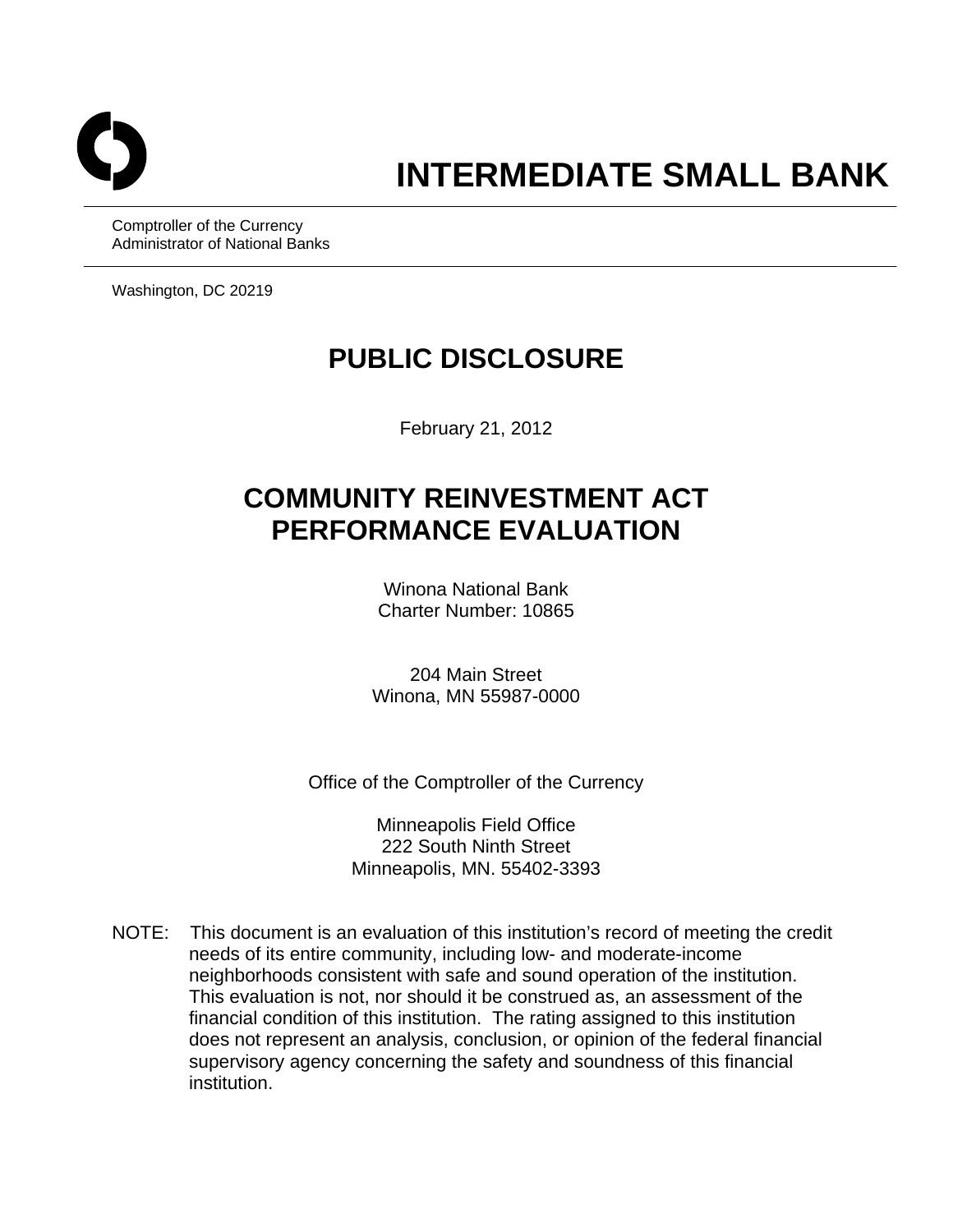# INTERMEDIATE SMALL BANK

Comptroller of the Currency
Administrator of National Banks

Washington, DC 20219

## PUBLIC DISCLOSURE

February 21, 2012

## COMMUNITY REINVESTMENT ACT PERFORMANCE EVALUATION

Winona National Bank
Charter Number: 10865

204 Main Street
Winona, MN 55987-0000

Office of the Comptroller of the Currency

Minneapolis Field Office
222 South Ninth Street
Minneapolis, MN. 55402-3393

NOTE: This document is an evaluation of this institution's record of meeting the credit needs of its entire community, including low- and moderate-income neighborhoods consistent with safe and sound operation of the institution. This evaluation is not, nor should it be construed as, an assessment of the financial condition of this institution. The rating assigned to this institution does not represent an analysis, conclusion, or opinion of the federal financial supervisory agency concerning the safety and soundness of this financial institution.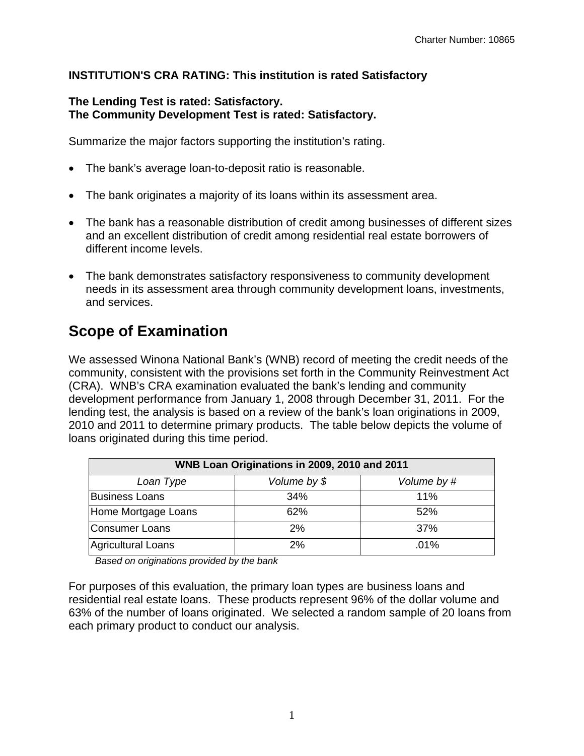**INSTITUTION'S CRA RATING: This institution is rated Satisfactory**

**The Lending Test is rated: Satisfactory.**
**The Community Development Test is rated: Satisfactory.**

Summarize the major factors supporting the institution's rating.

- The bank's average loan-to-deposit ratio is reasonable.
- The bank originates a majority of its loans within its assessment area.
- The bank has a reasonable distribution of credit among businesses of different sizes and an excellent distribution of credit among residential real estate borrowers of different income levels.
- The bank demonstrates satisfactory responsiveness to community development needs in its assessment area through community development loans, investments, and services.

# Scope of Examination

We assessed Winona National Bank's (WNB) record of meeting the credit needs of the community, consistent with the provisions set forth in the Community Reinvestment Act (CRA). WNB's CRA examination evaluated the bank's lending and community development performance from January 1, 2008 through December 31, 2011. For the lending test, the analysis is based on a review of the bank's loan originations in 2009, 2010 and 2011 to determine primary products. The table below depicts the volume of loans originated during this time period.

| WNB Loan Originations in 2009, 2010 and 2011 | | |
|---|---|---|
| *Loan Type* | *Volume by $* | *Volume by #* |
| Business Loans | 34% | 11% |
| Home Mortgage Loans | 62% | 52% |
| Consumer Loans | 2% | 37% |
| Agricultural Loans | 2% | .01% |

*Based on originations provided by the bank*

For purposes of this evaluation, the primary loan types are business loans and residential real estate loans. These products represent 96% of the dollar volume and 63% of the number of loans originated. We selected a random sample of 20 loans from each primary product to conduct our analysis.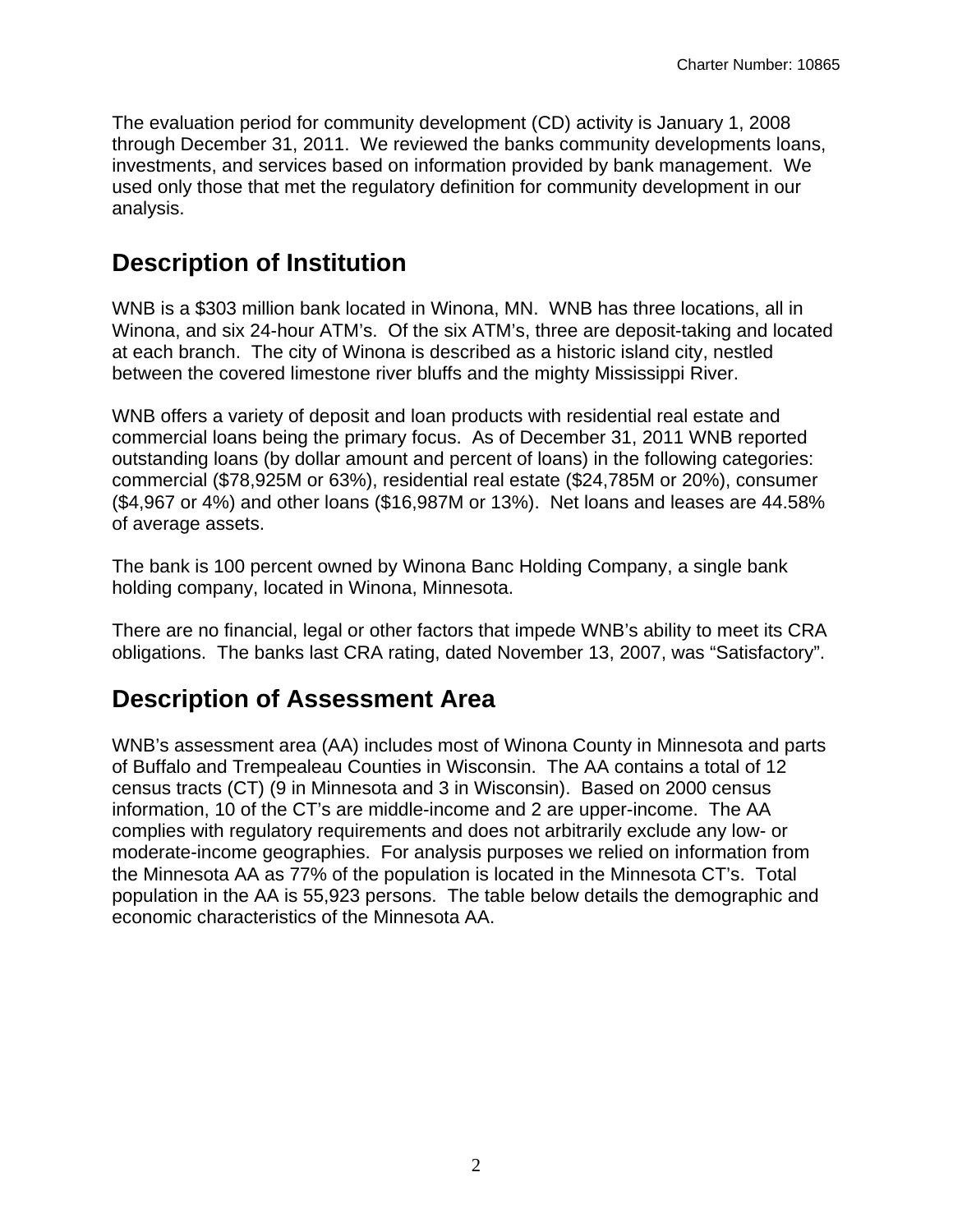The evaluation period for community development (CD) activity is January 1, 2008 through December 31, 2011. We reviewed the banks community developments loans, investments, and services based on information provided by bank management. We used only those that met the regulatory definition for community development in our analysis.

## Description of Institution

WNB is a $303 million bank located in Winona, MN. WNB has three locations, all in Winona, and six 24-hour ATM's. Of the six ATM's, three are deposit-taking and located at each branch. The city of Winona is described as a historic island city, nestled between the covered limestone river bluffs and the mighty Mississippi River.

WNB offers a variety of deposit and loan products with residential real estate and commercial loans being the primary focus. As of December 31, 2011 WNB reported outstanding loans (by dollar amount and percent of loans) in the following categories: commercial ($78,925M or 63%), residential real estate ($24,785M or 20%), consumer ($4,967 or 4%) and other loans ($16,987M or 13%). Net loans and leases are 44.58% of average assets.

The bank is 100 percent owned by Winona Banc Holding Company, a single bank holding company, located in Winona, Minnesota.

There are no financial, legal or other factors that impede WNB's ability to meet its CRA obligations. The banks last CRA rating, dated November 13, 2007, was "Satisfactory".

## Description of Assessment Area

WNB's assessment area (AA) includes most of Winona County in Minnesota and parts of Buffalo and Trempealeau Counties in Wisconsin. The AA contains a total of 12 census tracts (CT) (9 in Minnesota and 3 in Wisconsin). Based on 2000 census information, 10 of the CT's are middle-income and 2 are upper-income. The AA complies with regulatory requirements and does not arbitrarily exclude any low- or moderate-income geographies. For analysis purposes we relied on information from the Minnesota AA as 77% of the population is located in the Minnesota CT's. Total population in the AA is 55,923 persons. The table below details the demographic and economic characteristics of the Minnesota AA.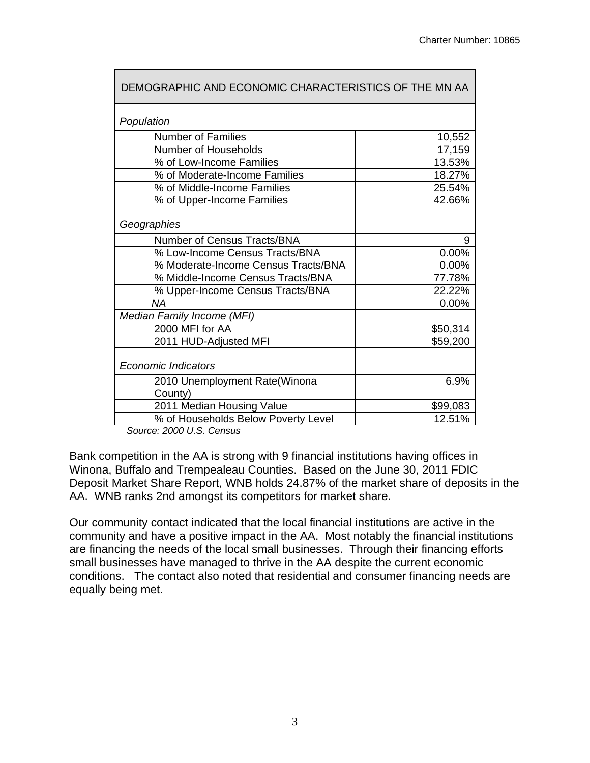| DEMOGRAPHIC AND ECONOMIC CHARACTERISTICS OF THE MN AA | |
|---|---|
| *Population* | |
| Number of Families | 10,552 |
| Number of Households | 17,159 |
| % of Low-Income Families | 13.53% |
| % of Moderate-Income Families | 18.27% |
| % of Middle-Income Families | 25.54% |
| % of Upper-Income Families | 42.66% |
| *Geographies* | |
| Number of Census Tracts/BNA | 9 |
| % Low-Income Census Tracts/BNA | 0.00% |
| % Moderate-Income Census Tracts/BNA | 0.00% |
| % Middle-Income Census Tracts/BNA | 77.78% |
| % Upper-Income Census Tracts/BNA | 22.22% |
| *NA* | 0.00% |
| *Median Family Income (MFI)* | |
| 2000 MFI for AA | \$50,314 |
| 2011 HUD-Adjusted MFI | \$59,200 |
| *Economic Indicators* | |
| 2010 Unemployment Rate(Winona County) | 6.9% |
| 2011 Median Housing Value | \$99,083 |
| % of Households Below Poverty Level | 12.51% |

*Source: 2000 U.S. Census*

Bank competition in the AA is strong with 9 financial institutions having offices in Winona, Buffalo and Trempealeau Counties. Based on the June 30, 2011 FDIC Deposit Market Share Report, WNB holds 24.87% of the market share of deposits in the AA. WNB ranks 2nd amongst its competitors for market share.

Our community contact indicated that the local financial institutions are active in the community and have a positive impact in the AA. Most notably the financial institutions are financing the needs of the local small businesses. Through their financing efforts small businesses have managed to thrive in the AA despite the current economic conditions. The contact also noted that residential and consumer financing needs are equally being met.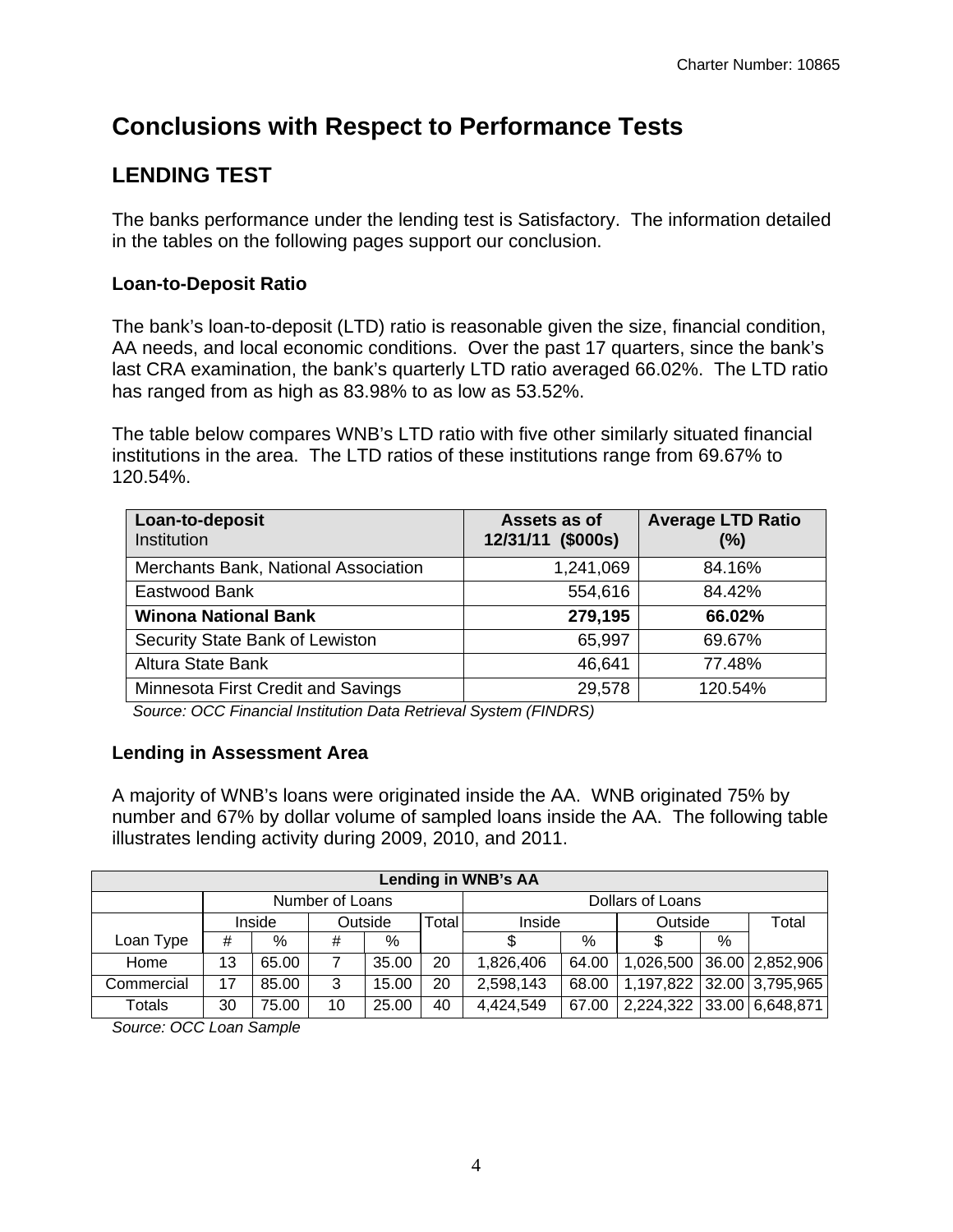# Conclusions with Respect to Performance Tests

## LENDING TEST

The banks performance under the lending test is Satisfactory. The information detailed in the tables on the following pages support our conclusion.

### Loan-to-Deposit Ratio

The bank's loan-to-deposit (LTD) ratio is reasonable given the size, financial condition, AA needs, and local economic conditions. Over the past 17 quarters, since the bank's last CRA examination, the bank's quarterly LTD ratio averaged 66.02%. The LTD ratio has ranged from as high as 83.98% to as low as 53.52%.

The table below compares WNB's LTD ratio with five other similarly situated financial institutions in the area. The LTD ratios of these institutions range from 69.67% to 120.54%.

| **Loan-to-deposit** Institution | **Assets as of 12/31/11 ($000s)** | **Average LTD Ratio (%)** |
|---|---|---|
| Merchants Bank, National Association | 1,241,069 | 84.16% |
| Eastwood Bank | 554,616 | 84.42% |
| **Winona National Bank** | **279,195** | **66.02%** |
| Security State Bank of Lewiston | 65,997 | 69.67% |
| Altura State Bank | 46,641 | 77.48% |
| Minnesota First Credit and Savings | 29,578 | 120.54% |

*Source: OCC Financial Institution Data Retrieval System (FINDRS)*

### Lending in Assessment Area

A majority of WNB's loans were originated inside the AA. WNB originated 75% by number and 67% by dollar volume of sampled loans inside the AA. The following table illustrates lending activity during 2009, 2010, and 2011.

| **Lending in WNB's AA** | | | | | | | | | | |
|---|---|---|---|---|---|---|---|---|---|---|
| | Number of Loans | | | | | Dollars of Loans | | | | |
| | Inside | | Outside | | Total | Inside | | Outside | | Total |
| Loan Type | # | % | # | % | | $ | % | $ | % | |
| Home | 13 | 65.00 | 7 | 35.00 | 20 | 1,826,406 | 64.00 | 1,026,500 | 36.00 | 2,852,906 |
| Commercial | 17 | 85.00 | 3 | 15.00 | 20 | 2,598,143 | 68.00 | 1,197,822 | 32.00 | 3,795,965 |
| Totals | 30 | 75.00 | 10 | 25.00 | 40 | 4,424,549 | 67.00 | 2,224,322 | 33.00 | 6,648,871 |

*Source: OCC Loan Sample*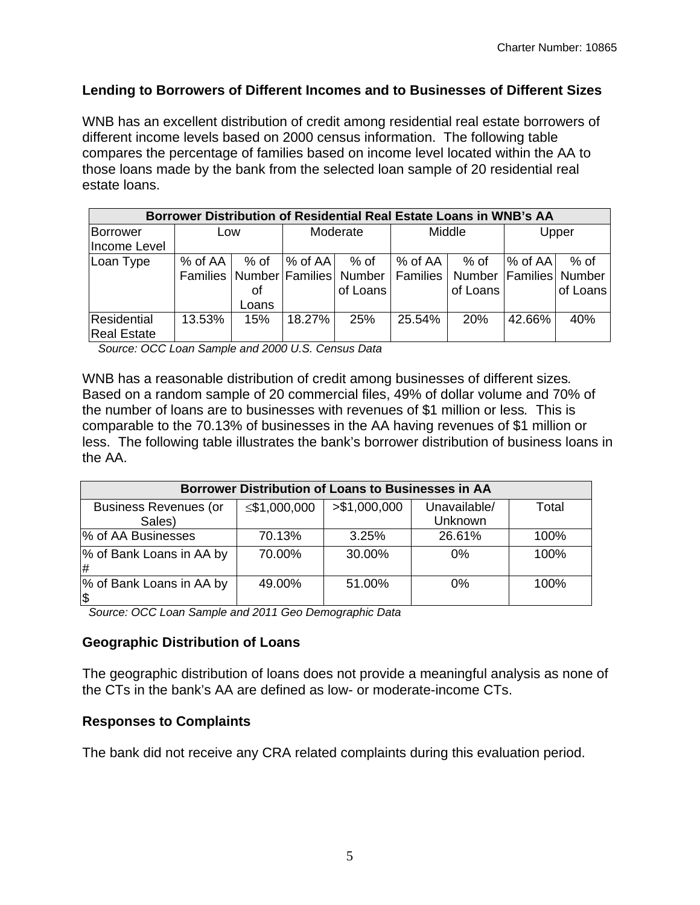### Lending to Borrowers of Different Incomes and to Businesses of Different Sizes

WNB has an excellent distribution of credit among residential real estate borrowers of different income levels based on 2000 census information. The following table compares the percentage of families based on income level located within the AA to those loans made by the bank from the selected loan sample of 20 residential real estate loans.

| Borrower Distribution of Residential Real Estate Loans in WNB's AA | | | | | | | | |
|---|---|---|---|---|---|---|---|---|
| Borrower Income Level | Low | | Moderate | | Middle | | Upper | |
| Loan Type | % of AA Families | % of Number of Loans | % of AA Families | % of Number of Loans | % of AA Families | % of Number of Loans | % of AA Families | % of Number of Loans |
| Residential Real Estate | 13.53% | 15% | 18.27% | 25% | 25.54% | 20% | 42.66% | 40% |

*Source: OCC Loan Sample and 2000 U.S. Census Data*

WNB has a reasonable distribution of credit among businesses of different sizes. Based on a random sample of 20 commercial files, 49% of dollar volume and 70% of the number of loans are to businesses with revenues of $1 million or less. This is comparable to the 70.13% of businesses in the AA having revenues of $1 million or less. The following table illustrates the bank's borrower distribution of business loans in the AA.

| Borrower Distribution of Loans to Businesses in AA | | | | |
|---|---|---|---|---|
| Business Revenues (or Sales) | ≤$1,000,000 | >$1,000,000 | Unavailable/ Unknown | Total |
| % of AA Businesses | 70.13% | 3.25% | 26.61% | 100% |
| % of Bank Loans in AA by # | 70.00% | 30.00% | 0% | 100% |
| % of Bank Loans in AA by $ | 49.00% | 51.00% | 0% | 100% |

*Source: OCC Loan Sample and 2011 Geo Demographic Data*

### Geographic Distribution of Loans

The geographic distribution of loans does not provide a meaningful analysis as none of the CTs in the bank's AA are defined as low- or moderate-income CTs.

### Responses to Complaints

The bank did not receive any CRA related complaints during this evaluation period.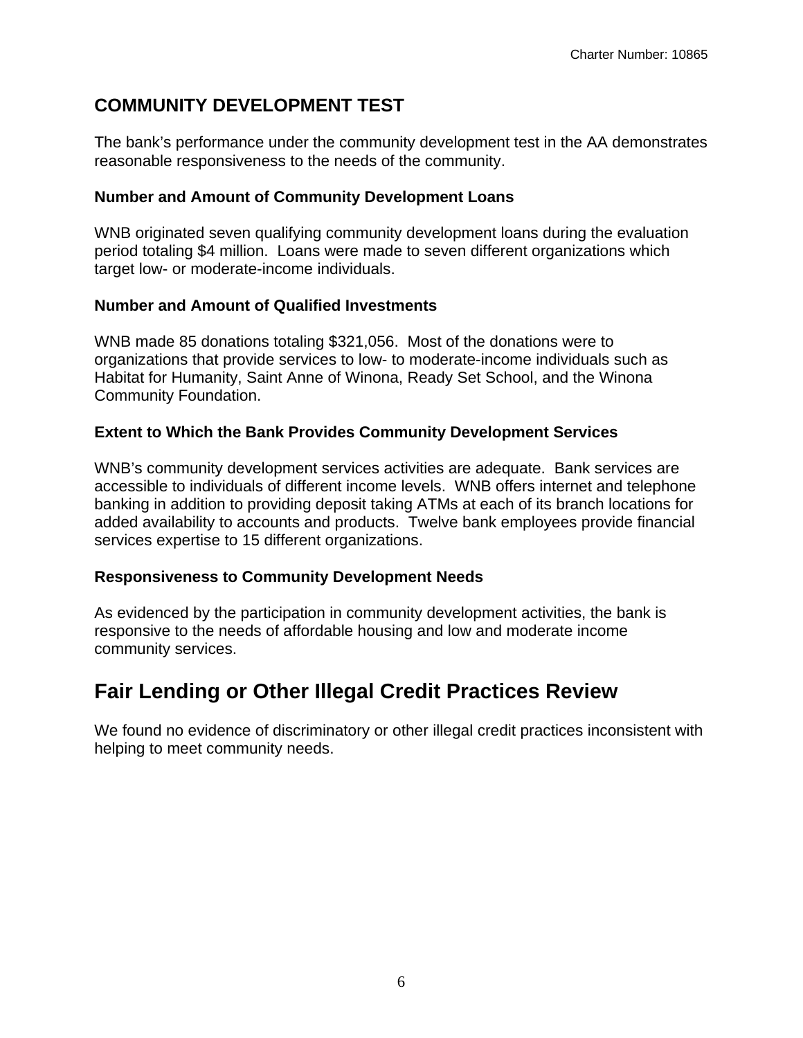## COMMUNITY DEVELOPMENT TEST

The bank's performance under the community development test in the AA demonstrates reasonable responsiveness to the needs of the community.

### Number and Amount of Community Development Loans

WNB originated seven qualifying community development loans during the evaluation period totaling $4 million. Loans were made to seven different organizations which target low- or moderate-income individuals.

### Number and Amount of Qualified Investments

WNB made 85 donations totaling $321,056. Most of the donations were to organizations that provide services to low- to moderate-income individuals such as Habitat for Humanity, Saint Anne of Winona, Ready Set School, and the Winona Community Foundation.

### Extent to Which the Bank Provides Community Development Services

WNB's community development services activities are adequate. Bank services are accessible to individuals of different income levels. WNB offers internet and telephone banking in addition to providing deposit taking ATMs at each of its branch locations for added availability to accounts and products. Twelve bank employees provide financial services expertise to 15 different organizations.

### Responsiveness to Community Development Needs

As evidenced by the participation in community development activities, the bank is responsive to the needs of affordable housing and low and moderate income community services.

# Fair Lending or Other Illegal Credit Practices Review

We found no evidence of discriminatory or other illegal credit practices inconsistent with helping to meet community needs.